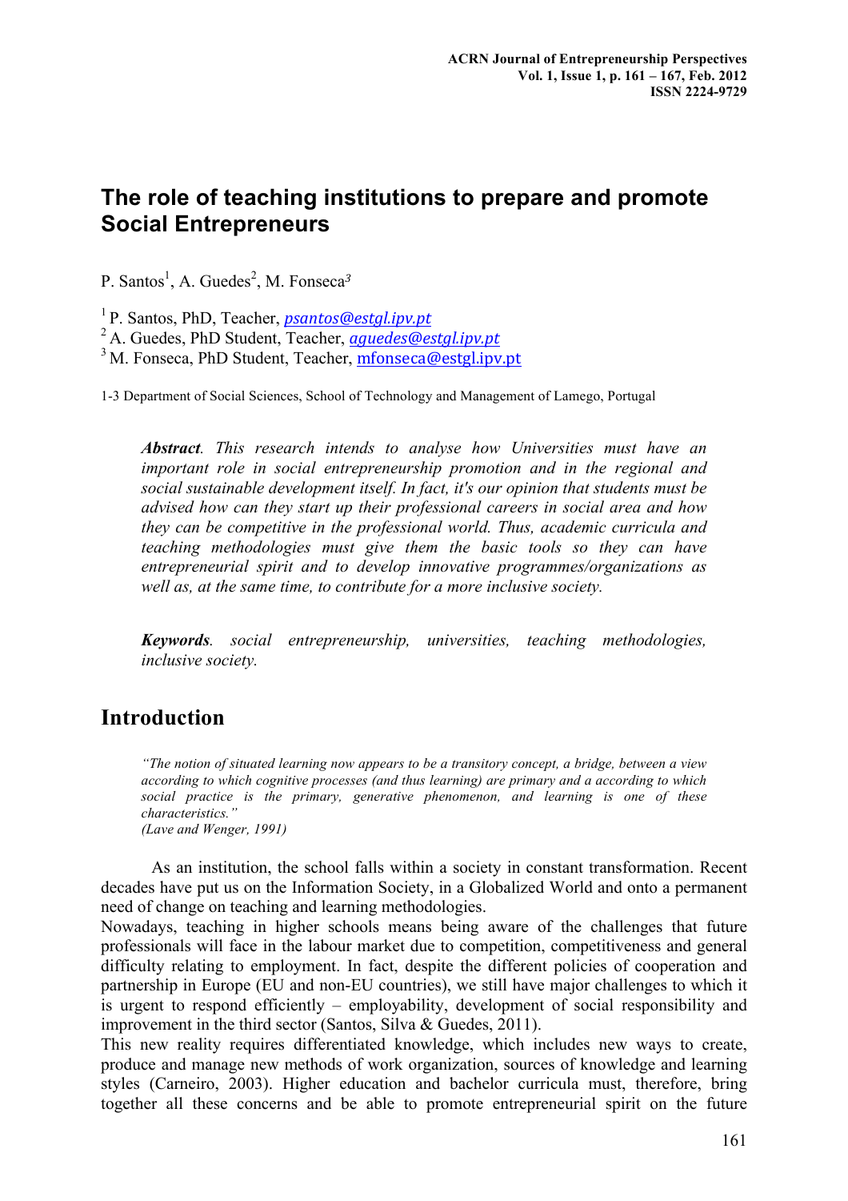# The role of teaching institutions to prepare and promote Social Entrepreneurs

P. Santos[1], A. Guedes[2], M. Fonseca[3]

[1] P. Santos, PhD, Teacher, *psantos@estgl.ipv.pt*
[2] A. Guedes, PhD Student, Teacher, *aguedes@estgl.ipv.pt*
[3] M. Fonseca, PhD Student, Teacher, mfonseca@estgl.ipv.pt

1-3 Department of Social Sciences, School of Technology and Management of Lamego, Portugal

***Abstract**. This research intends to analyse how Universities must have an important role in social entrepreneurship promotion and in the regional and social sustainable development itself. In fact, it's our opinion that students must be advised how can they start up their professional careers in social area and how they can be competitive in the professional world. Thus, academic curricula and teaching methodologies must give them the basic tools so they can have entrepreneurial spirit and to develop innovative programmes/organizations as well as, at the same time, to contribute for a more inclusive society.*

***Keywords**. social entrepreneurship, universities, teaching methodologies, inclusive society.*

## Introduction

*"The notion of situated learning now appears to be a transitory concept, a bridge, between a view according to which cognitive processes (and thus learning) are primary and a according to which social practice is the primary, generative phenomenon, and learning is one of these characteristics."*
*(Lave and Wenger, 1991)*

As an institution, the school falls within a society in constant transformation. Recent decades have put us on the Information Society, in a Globalized World and onto a permanent need of change on teaching and learning methodologies.

Nowadays, teaching in higher schools means being aware of the challenges that future professionals will face in the labour market due to competition, competitiveness and general difficulty relating to employment. In fact, despite the different policies of cooperation and partnership in Europe (EU and non-EU countries), we still have major challenges to which it is urgent to respond efficiently – employability, development of social responsibility and improvement in the third sector (Santos, Silva & Guedes, 2011).

This new reality requires differentiated knowledge, which includes new ways to create, produce and manage new methods of work organization, sources of knowledge and learning styles (Carneiro, 2003). Higher education and bachelor curricula must, therefore, bring together all these concerns and be able to promote entrepreneurial spirit on the future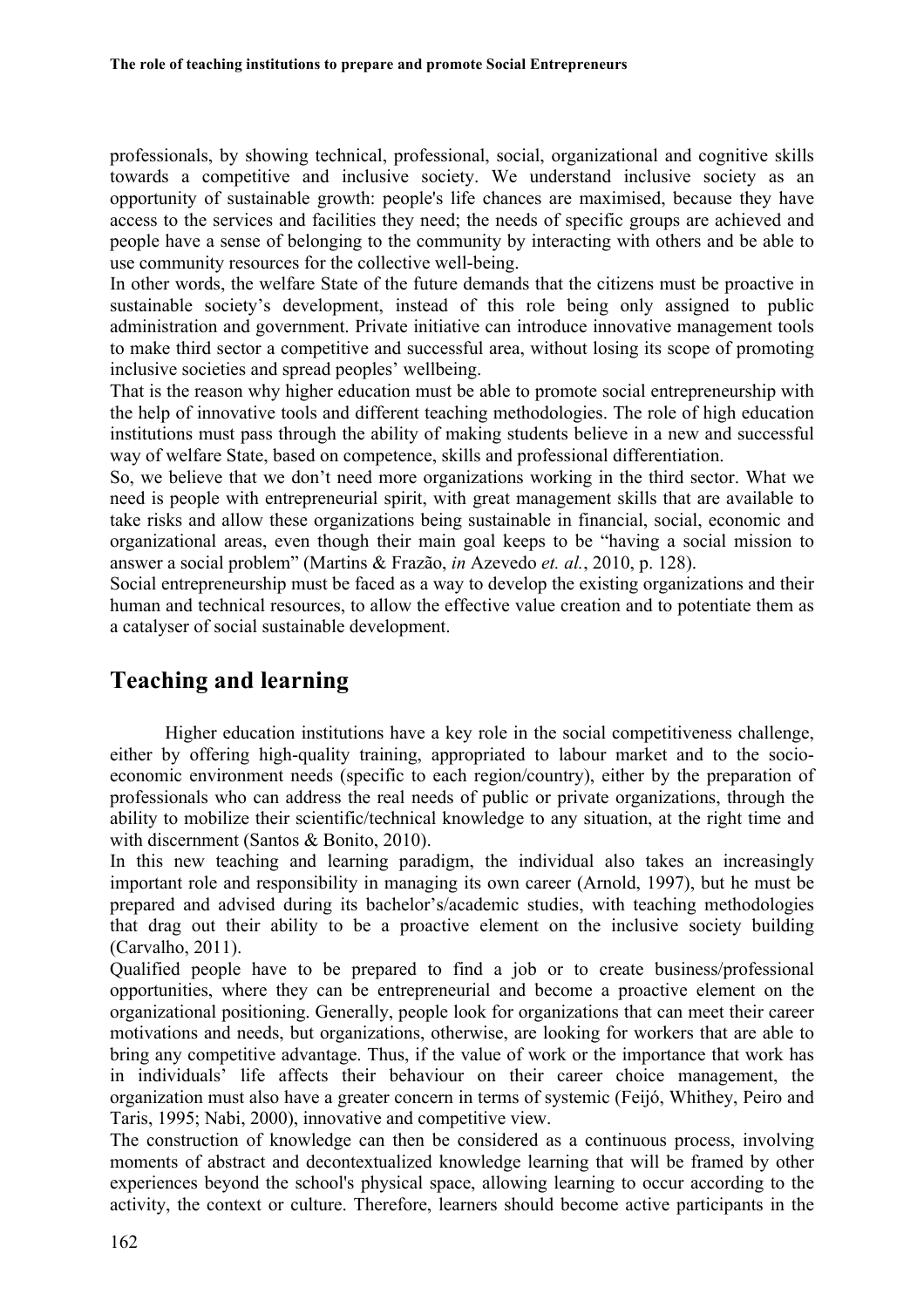professionals, by showing technical, professional, social, organizational and cognitive skills towards a competitive and inclusive society. We understand inclusive society as an opportunity of sustainable growth: people's life chances are maximised, because they have access to the services and facilities they need; the needs of specific groups are achieved and people have a sense of belonging to the community by interacting with others and be able to use community resources for the collective well-being.

In other words, the welfare State of the future demands that the citizens must be proactive in sustainable society's development, instead of this role being only assigned to public administration and government. Private initiative can introduce innovative management tools to make third sector a competitive and successful area, without losing its scope of promoting inclusive societies and spread peoples' wellbeing.

That is the reason why higher education must be able to promote social entrepreneurship with the help of innovative tools and different teaching methodologies. The role of high education institutions must pass through the ability of making students believe in a new and successful way of welfare State, based on competence, skills and professional differentiation.

So, we believe that we don't need more organizations working in the third sector. What we need is people with entrepreneurial spirit, with great management skills that are available to take risks and allow these organizations being sustainable in financial, social, economic and organizational areas, even though their main goal keeps to be "having a social mission to answer a social problem" (Martins & Frazão, *in* Azevedo *et. al.*, 2010, p. 128).

Social entrepreneurship must be faced as a way to develop the existing organizations and their human and technical resources, to allow the effective value creation and to potentiate them as a catalyser of social sustainable development.

## Teaching and learning

Higher education institutions have a key role in the social competitiveness challenge, either by offering high-quality training, appropriated to labour market and to the socio-economic environment needs (specific to each region/country), either by the preparation of professionals who can address the real needs of public or private organizations, through the ability to mobilize their scientific/technical knowledge to any situation, at the right time and with discernment (Santos & Bonito, 2010).

In this new teaching and learning paradigm, the individual also takes an increasingly important role and responsibility in managing its own career (Arnold, 1997), but he must be prepared and advised during its bachelor's/academic studies, with teaching methodologies that drag out their ability to be a proactive element on the inclusive society building (Carvalho, 2011).

Qualified people have to be prepared to find a job or to create business/professional opportunities, where they can be entrepreneurial and become a proactive element on the organizational positioning. Generally, people look for organizations that can meet their career motivations and needs, but organizations, otherwise, are looking for workers that are able to bring any competitive advantage. Thus, if the value of work or the importance that work has in individuals' life affects their behaviour on their career choice management, the organization must also have a greater concern in terms of systemic (Feijó, Whithey, Peiro and Taris, 1995; Nabi, 2000), innovative and competitive view.

The construction of knowledge can then be considered as a continuous process, involving moments of abstract and decontextualized knowledge learning that will be framed by other experiences beyond the school's physical space, allowing learning to occur according to the activity, the context or culture. Therefore, learners should become active participants in the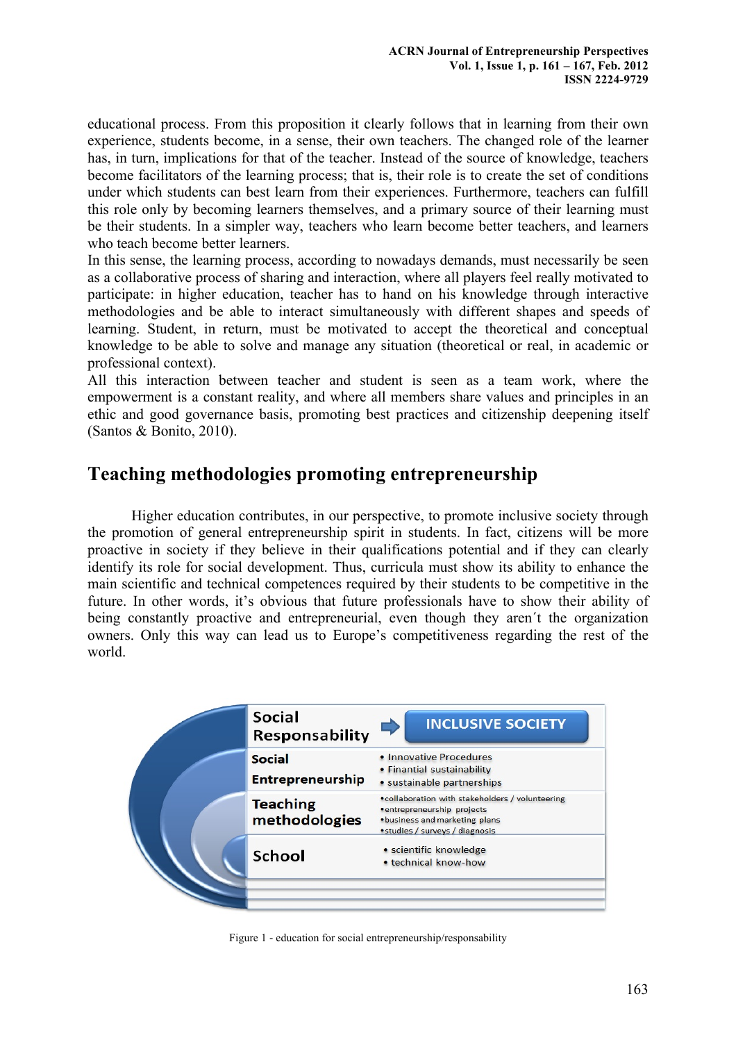educational process. From this proposition it clearly follows that in learning from their own experience, students become, in a sense, their own teachers. The changed role of the learner has, in turn, implications for that of the teacher. Instead of the source of knowledge, teachers become facilitators of the learning process; that is, their role is to create the set of conditions under which students can best learn from their experiences. Furthermore, teachers can fulfill this role only by becoming learners themselves, and a primary source of their learning must be their students. In a simpler way, teachers who learn become better teachers, and learners who teach become better learners.

In this sense, the learning process, according to nowadays demands, must necessarily be seen as a collaborative process of sharing and interaction, where all players feel really motivated to participate: in higher education, teacher has to hand on his knowledge through interactive methodologies and be able to interact simultaneously with different shapes and speeds of learning. Student, in return, must be motivated to accept the theoretical and conceptual knowledge to be able to solve and manage any situation (theoretical or real, in academic or professional context).

All this interaction between teacher and student is seen as a team work, where the empowerment is a constant reality, and where all members share values and principles in an ethic and good governance basis, promoting best practices and citizenship deepening itself (Santos & Bonito, 2010).

## Teaching methodologies promoting entrepreneurship

Higher education contributes, in our perspective, to promote inclusive society through the promotion of general entrepreneurship spirit in students. In fact, citizens will be more proactive in society if they believe in their qualifications potential and if they can clearly identify its role for social development. Thus, curricula must show its ability to enhance the main scientific and technical competences required by their students to be competitive in the future. In other words, it's obvious that future professionals have to show their ability of being constantly proactive and entrepreneurial, even though they aren´t the organization owners. Only this way can lead us to Europe's competitiveness regarding the rest of the world.

| | |
|---|---|
| Social Responsability | ➡ INCLUSIVE SOCIETY |
| Social Entrepreneurship | • Innovative Procedures<br>• Finantial sustainability<br>• sustainable partnerships |
| Teaching methodologies | • collaboration with stakeholders / volunteering<br>• entrepreneurship projects<br>• business and marketing plans<br>• studies / surveys / diagnosis |
| School | • scientific knowledge<br>• technical know-how |

Figure 1 - education for social entrepreneurship/responsability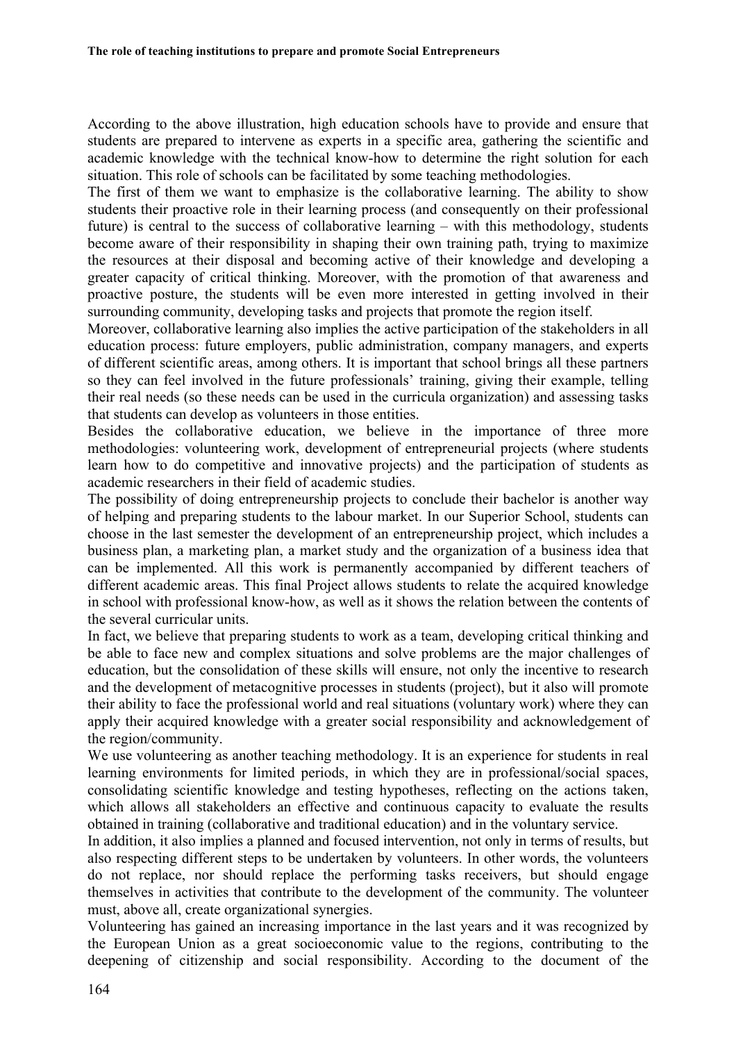According to the above illustration, high education schools have to provide and ensure that students are prepared to intervene as experts in a specific area, gathering the scientific and academic knowledge with the technical know-how to determine the right solution for each situation. This role of schools can be facilitated by some teaching methodologies.

The first of them we want to emphasize is the collaborative learning. The ability to show students their proactive role in their learning process (and consequently on their professional future) is central to the success of collaborative learning – with this methodology, students become aware of their responsibility in shaping their own training path, trying to maximize the resources at their disposal and becoming active of their knowledge and developing a greater capacity of critical thinking. Moreover, with the promotion of that awareness and proactive posture, the students will be even more interested in getting involved in their surrounding community, developing tasks and projects that promote the region itself.

Moreover, collaborative learning also implies the active participation of the stakeholders in all education process: future employers, public administration, company managers, and experts of different scientific areas, among others. It is important that school brings all these partners so they can feel involved in the future professionals' training, giving their example, telling their real needs (so these needs can be used in the curricula organization) and assessing tasks that students can develop as volunteers in those entities.

Besides the collaborative education, we believe in the importance of three more methodologies: volunteering work, development of entrepreneurial projects (where students learn how to do competitive and innovative projects) and the participation of students as academic researchers in their field of academic studies.

The possibility of doing entrepreneurship projects to conclude their bachelor is another way of helping and preparing students to the labour market. In our Superior School, students can choose in the last semester the development of an entrepreneurship project, which includes a business plan, a marketing plan, a market study and the organization of a business idea that can be implemented. All this work is permanently accompanied by different teachers of different academic areas. This final Project allows students to relate the acquired knowledge in school with professional know-how, as well as it shows the relation between the contents of the several curricular units.

In fact, we believe that preparing students to work as a team, developing critical thinking and be able to face new and complex situations and solve problems are the major challenges of education, but the consolidation of these skills will ensure, not only the incentive to research and the development of metacognitive processes in students (project), but it also will promote their ability to face the professional world and real situations (voluntary work) where they can apply their acquired knowledge with a greater social responsibility and acknowledgement of the region/community.

We use volunteering as another teaching methodology. It is an experience for students in real learning environments for limited periods, in which they are in professional/social spaces, consolidating scientific knowledge and testing hypotheses, reflecting on the actions taken, which allows all stakeholders an effective and continuous capacity to evaluate the results obtained in training (collaborative and traditional education) and in the voluntary service.

In addition, it also implies a planned and focused intervention, not only in terms of results, but also respecting different steps to be undertaken by volunteers. In other words, the volunteers do not replace, nor should replace the performing tasks receivers, but should engage themselves in activities that contribute to the development of the community. The volunteer must, above all, create organizational synergies.

Volunteering has gained an increasing importance in the last years and it was recognized by the European Union as a great socioeconomic value to the regions, contributing to the deepening of citizenship and social responsibility. According to the document of the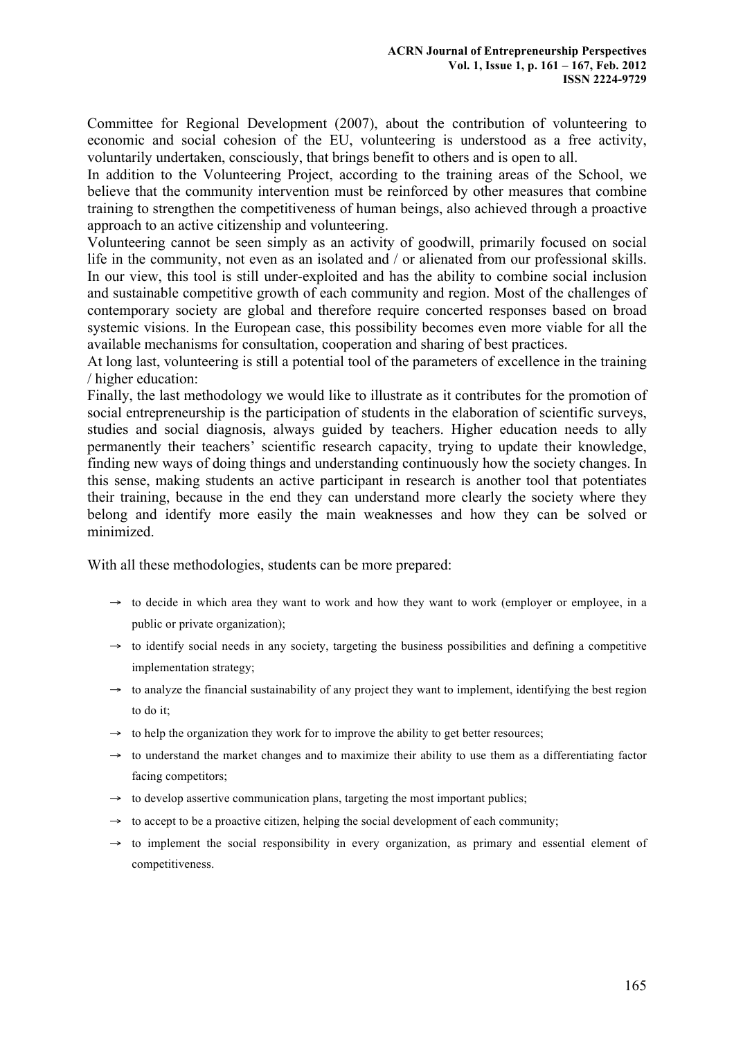Committee for Regional Development (2007), about the contribution of volunteering to economic and social cohesion of the EU, volunteering is understood as a free activity, voluntarily undertaken, consciously, that brings benefit to others and is open to all.
In addition to the Volunteering Project, according to the training areas of the School, we believe that the community intervention must be reinforced by other measures that combine training to strengthen the competitiveness of human beings, also achieved through a proactive approach to an active citizenship and volunteering.
Volunteering cannot be seen simply as an activity of goodwill, primarily focused on social life in the community, not even as an isolated and / or alienated from our professional skills. In our view, this tool is still under-exploited and has the ability to combine social inclusion and sustainable competitive growth of each community and region. Most of the challenges of contemporary society are global and therefore require concerted responses based on broad systemic visions. In the European case, this possibility becomes even more viable for all the available mechanisms for consultation, cooperation and sharing of best practices.
At long last, volunteering is still a potential tool of the parameters of excellence in the training / higher education:
Finally, the last methodology we would like to illustrate as it contributes for the promotion of social entrepreneurship is the participation of students in the elaboration of scientific surveys, studies and social diagnosis, always guided by teachers. Higher education needs to ally permanently their teachers' scientific research capacity, trying to update their knowledge, finding new ways of doing things and understanding continuously how the society changes. In this sense, making students an active participant in research is another tool that potentiates their training, because in the end they can understand more clearly the society where they belong and identify more easily the main weaknesses and how they can be solved or minimized.

With all these methodologies, students can be more prepared:

- to decide in which area they want to work and how they want to work (employer or employee, in a public or private organization);
- to identify social needs in any society, targeting the business possibilities and defining a competitive implementation strategy;
- to analyze the financial sustainability of any project they want to implement, identifying the best region to do it;
- to help the organization they work for to improve the ability to get better resources;
- to understand the market changes and to maximize their ability to use them as a differentiating factor facing competitors;
- to develop assertive communication plans, targeting the most important publics;
- to accept to be a proactive citizen, helping the social development of each community;
- to implement the social responsibility in every organization, as primary and essential element of competitiveness.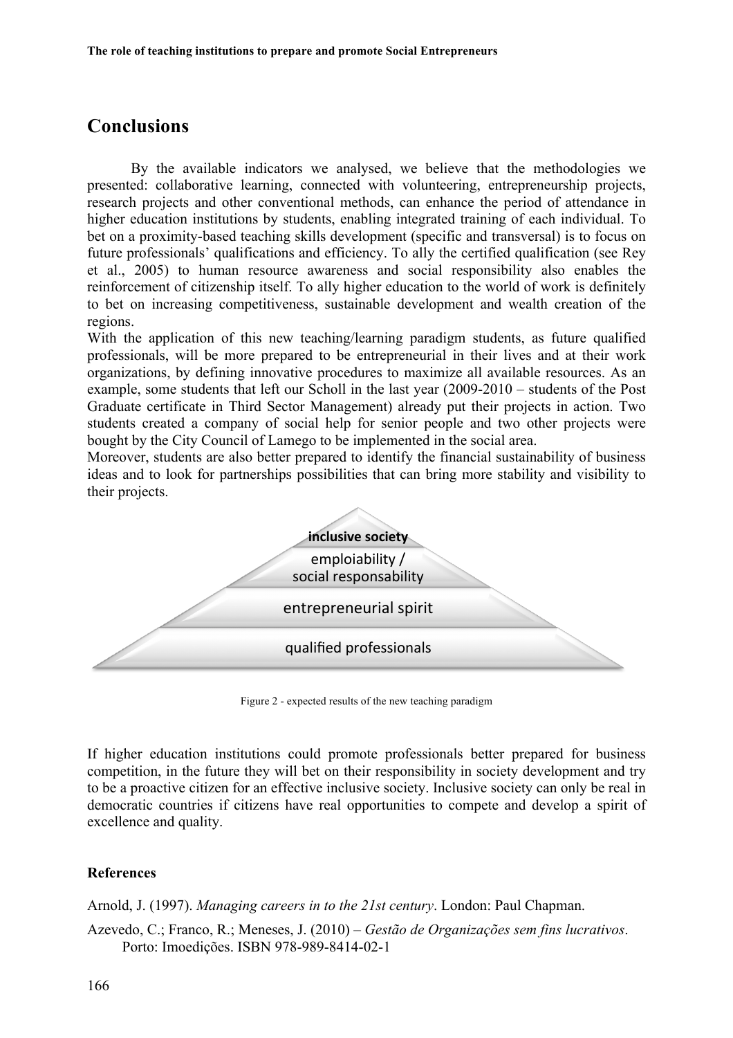## Conclusions

By the available indicators we analysed, we believe that the methodologies we presented: collaborative learning, connected with volunteering, entrepreneurship projects, research projects and other conventional methods, can enhance the period of attendance in higher education institutions by students, enabling integrated training of each individual. To bet on a proximity-based teaching skills development (specific and transversal) is to focus on future professionals' qualifications and efficiency. To ally the certified qualification (see Rey et al., 2005) to human resource awareness and social responsibility also enables the reinforcement of citizenship itself. To ally higher education to the world of work is definitely to bet on increasing competitiveness, sustainable development and wealth creation of the regions.

With the application of this new teaching/learning paradigm students, as future qualified professionals, will be more prepared to be entrepreneurial in their lives and at their work organizations, by defining innovative procedures to maximize all available resources. As an example, some students that left our Scholl in the last year (2009-2010 – students of the Post Graduate certificate in Third Sector Management) already put their projects in action. Two students created a company of social help for senior people and two other projects were bought by the City Council of Lamego to be implemented in the social area.

Moreover, students are also better prepared to identify the financial sustainability of business ideas and to look for partnerships possibilities that can bring more stability and visibility to their projects.

**inclusive society**

emploiability / social responsability

entrepreneurial spirit

qualified professionals

Figure 2 - expected results of the new teaching paradigm

If higher education institutions could promote professionals better prepared for business competition, in the future they will bet on their responsibility in society development and try to be a proactive citizen for an effective inclusive society. Inclusive society can only be real in democratic countries if citizens have real opportunities to compete and develop a spirit of excellence and quality.

### References

Arnold, J. (1997). *Managing careers in to the 21st century*. London: Paul Chapman.

Azevedo, C.; Franco, R.; Meneses, J. (2010) – *Gestão de Organizações sem fins lucrativos*. Porto: Imoedições. ISBN 978-989-8414-02-1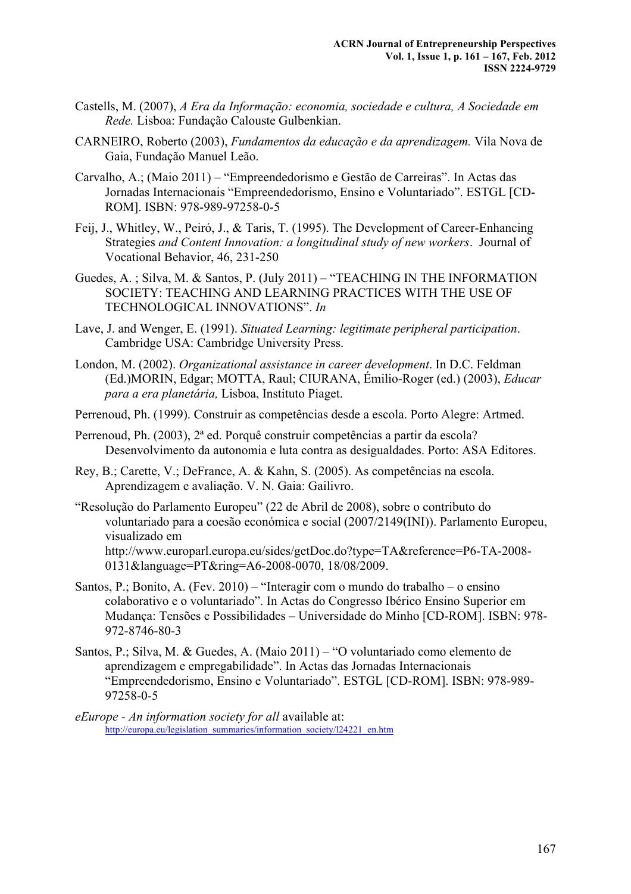Castells, M. (2007), *A Era da Informação: economia, sociedade e cultura, A Sociedade em Rede.* Lisboa: Fundação Calouste Gulbenkian.

CARNEIRO, Roberto (2003), *Fundamentos da educação e da aprendizagem.* Vila Nova de Gaia, Fundação Manuel Leão.

Carvalho, A.; (Maio 2011) – "Empreendedorismo e Gestão de Carreiras". In Actas das Jornadas Internacionais "Empreendedorismo, Ensino e Voluntariado". ESTGL [CD-ROM]. ISBN: 978-989-97258-0-5

Feij, J., Whitley, W., Peiró, J., & Taris, T. (1995). The Development of Career-Enhancing Strategies *and Content Innovation: a longitudinal study of new workers*. Journal of Vocational Behavior, 46, 231-250

Guedes, A. ; Silva, M. & Santos, P. (July 2011) – "TEACHING IN THE INFORMATION SOCIETY: TEACHING AND LEARNING PRACTICES WITH THE USE OF TECHNOLOGICAL INNOVATIONS". *In*

Lave, J. and Wenger, E. (1991). *Situated Learning: legitimate peripheral participation*. Cambridge USA: Cambridge University Press.

London, M. (2002). *Organizational assistance in career development*. In D.C. Feldman (Ed.)MORIN, Edgar; MOTTA, Raul; CIURANA, Émilio-Roger (ed.) (2003), *Educar para a era planetária,* Lisboa, Instituto Piaget.

Perrenoud, Ph. (1999). Construir as competências desde a escola. Porto Alegre: Artmed.

Perrenoud, Ph. (2003), 2ª ed. Porquê construir competências a partir da escola? Desenvolvimento da autonomia e luta contra as desigualdades. Porto: ASA Editores.

Rey, B.; Carette, V.; DeFrance, A. & Kahn, S. (2005). As competências na escola. Aprendizagem e avaliação. V. N. Gaia: Gailivro.

"Resolução do Parlamento Europeu" (22 de Abril de 2008), sobre o contributo do voluntariado para a coesão económica e social (2007/2149(INI)). Parlamento Europeu, visualizado em http://www.europarl.europa.eu/sides/getDoc.do?type=TA&reference=P6-TA-2008-0131&language=PT&ring=A6-2008-0070, 18/08/2009.

Santos, P.; Bonito, A. (Fev. 2010) – "Interagir com o mundo do trabalho – o ensino colaborativo e o voluntariado". In Actas do Congresso Ibérico Ensino Superior em Mudança: Tensões e Possibilidades – Universidade do Minho [CD-ROM]. ISBN: 978-972-8746-80-3

Santos, P.; Silva, M. & Guedes, A. (Maio 2011) – "O voluntariado como elemento de aprendizagem e empregabilidade". In Actas das Jornadas Internacionais "Empreendedorismo, Ensino e Voluntariado". ESTGL [CD-ROM]. ISBN: 978-989-97258-0-5

*eEurope - An information society for all* available at: http://europa.eu/legislation_summaries/information_society/l24221_en.htm